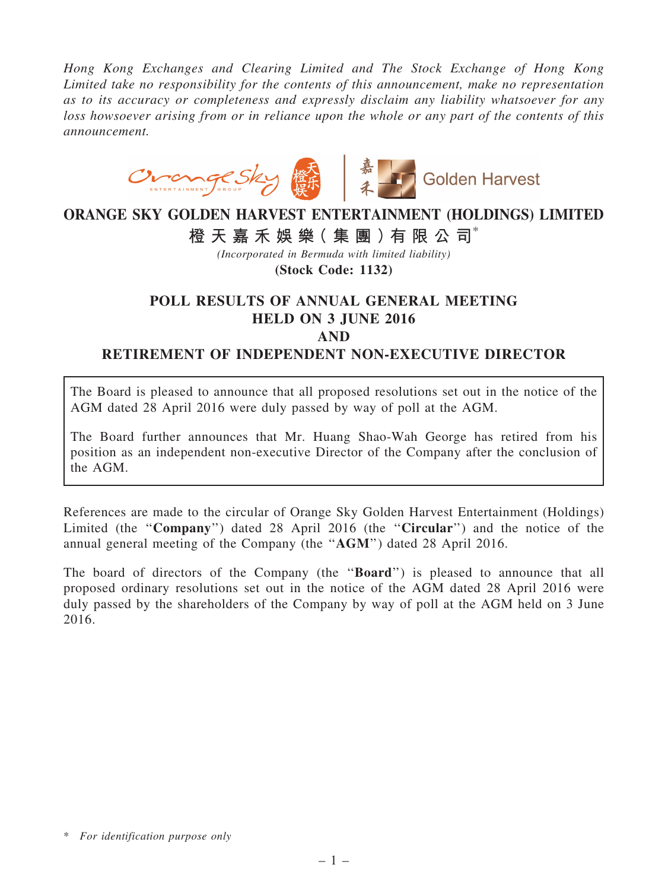*Hong Kong Exchanges and Clearing Limited and The Stock Exchange of Hong Kong Limited take no responsibility for the contents of this announcement, make no representation as to its accuracy or completeness and expressly disclaim any liability whatsoever for any loss howsoever arising from or in reliance upon the whole or any part of the contents of this announcement.*

# ORANGE SKY GOLDEN HARVEST ENTERTAINMENT (HOLDINGS) LIMITED

# 橙天嘉禾娛樂(集團)有限公司*

*(Incorporated in Bermuda with limited liability)*

**(Stock Code: 1132)**

## POLL RESULTS OF ANNUAL GENERAL MEETING HELD ON 3 JUNE 2016 AND RETIREMENT OF INDEPENDENT NON-EXECUTIVE DIRECTOR

> The Board is pleased to announce that all proposed resolutions set out in the notice of the AGM dated 28 April 2016 were duly passed by way of poll at the AGM.
>
> The Board further announces that Mr. Huang Shao-Wah George has retired from his position as an independent non-executive Director of the Company after the conclusion of the AGM.

References are made to the circular of Orange Sky Golden Harvest Entertainment (Holdings) Limited (the "**Company**") dated 28 April 2016 (the "**Circular**") and the notice of the annual general meeting of the Company (the "**AGM**") dated 28 April 2016.

The board of directors of the Company (the "**Board**") is pleased to announce that all proposed ordinary resolutions set out in the notice of the AGM dated 28 April 2016 were duly passed by the shareholders of the Company by way of poll at the AGM held on 3 June 2016.

\* *For identification purpose only*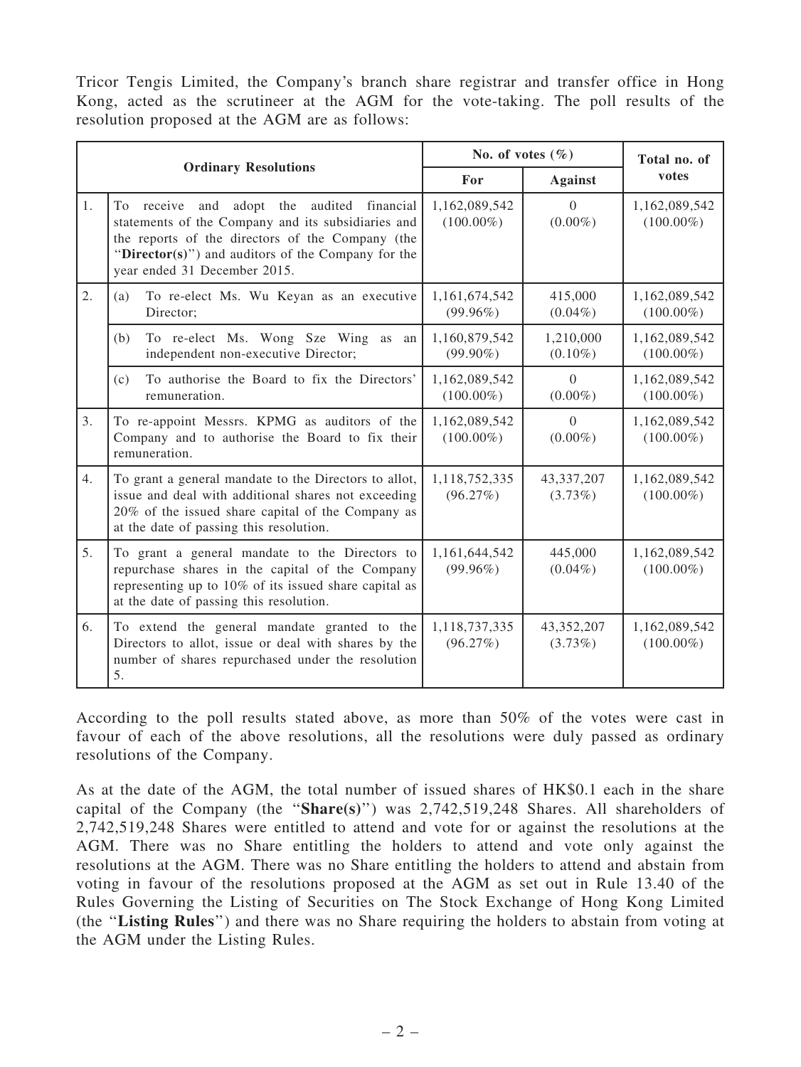Tricor Tengis Limited, the Company's branch share registrar and transfer office in Hong Kong, acted as the scrutineer at the AGM for the vote-taking. The poll results of the resolution proposed at the AGM are as follows:

| Ordinary Resolutions | | No. of votes (%) | | Total no. of votes |
|---|---|---|---|---|
| | | For | Against | |
| 1. | To receive and adopt the audited financial statements of the Company and its subsidiaries and the reports of the directors of the Company (the "**Director(s)**") and auditors of the Company for the year ended 31 December 2015. | 1,162,089,542 (100.00%) | 0 (0.00%) | 1,162,089,542 (100.00%) |
| 2. | (a) To re-elect Ms. Wu Keyan as an executive Director; | 1,161,674,542 (99.96%) | 415,000 (0.04%) | 1,162,089,542 (100.00%) |
| | (b) To re-elect Ms. Wong Sze Wing as an independent non-executive Director; | 1,160,879,542 (99.90%) | 1,210,000 (0.10%) | 1,162,089,542 (100.00%) |
| | (c) To authorise the Board to fix the Directors' remuneration. | 1,162,089,542 (100.00%) | 0 (0.00%) | 1,162,089,542 (100.00%) |
| 3. | To re-appoint Messrs. KPMG as auditors of the Company and to authorise the Board to fix their remuneration. | 1,162,089,542 (100.00%) | 0 (0.00%) | 1,162,089,542 (100.00%) |
| 4. | To grant a general mandate to the Directors to allot, issue and deal with additional shares not exceeding 20% of the issued share capital of the Company as at the date of passing this resolution. | 1,118,752,335 (96.27%) | 43,337,207 (3.73%) | 1,162,089,542 (100.00%) |
| 5. | To grant a general mandate to the Directors to repurchase shares in the capital of the Company representing up to 10% of its issued share capital as at the date of passing this resolution. | 1,161,644,542 (99.96%) | 445,000 (0.04%) | 1,162,089,542 (100.00%) |
| 6. | To extend the general mandate granted to the Directors to allot, issue or deal with shares by the number of shares repurchased under the resolution 5. | 1,118,737,335 (96.27%) | 43,352,207 (3.73%) | 1,162,089,542 (100.00%) |

According to the poll results stated above, as more than 50% of the votes were cast in favour of each of the above resolutions, all the resolutions were duly passed as ordinary resolutions of the Company.

As at the date of the AGM, the total number of issued shares of HK$0.1 each in the share capital of the Company (the "**Share(s)**") was 2,742,519,248 Shares. All shareholders of 2,742,519,248 Shares were entitled to attend and vote for or against the resolutions at the AGM. There was no Share entitling the holders to attend and vote only against the resolutions at the AGM. There was no Share entitling the holders to attend and abstain from voting in favour of the resolutions proposed at the AGM as set out in Rule 13.40 of the Rules Governing the Listing of Securities on The Stock Exchange of Hong Kong Limited (the "**Listing Rules**") and there was no Share requiring the holders to abstain from voting at the AGM under the Listing Rules.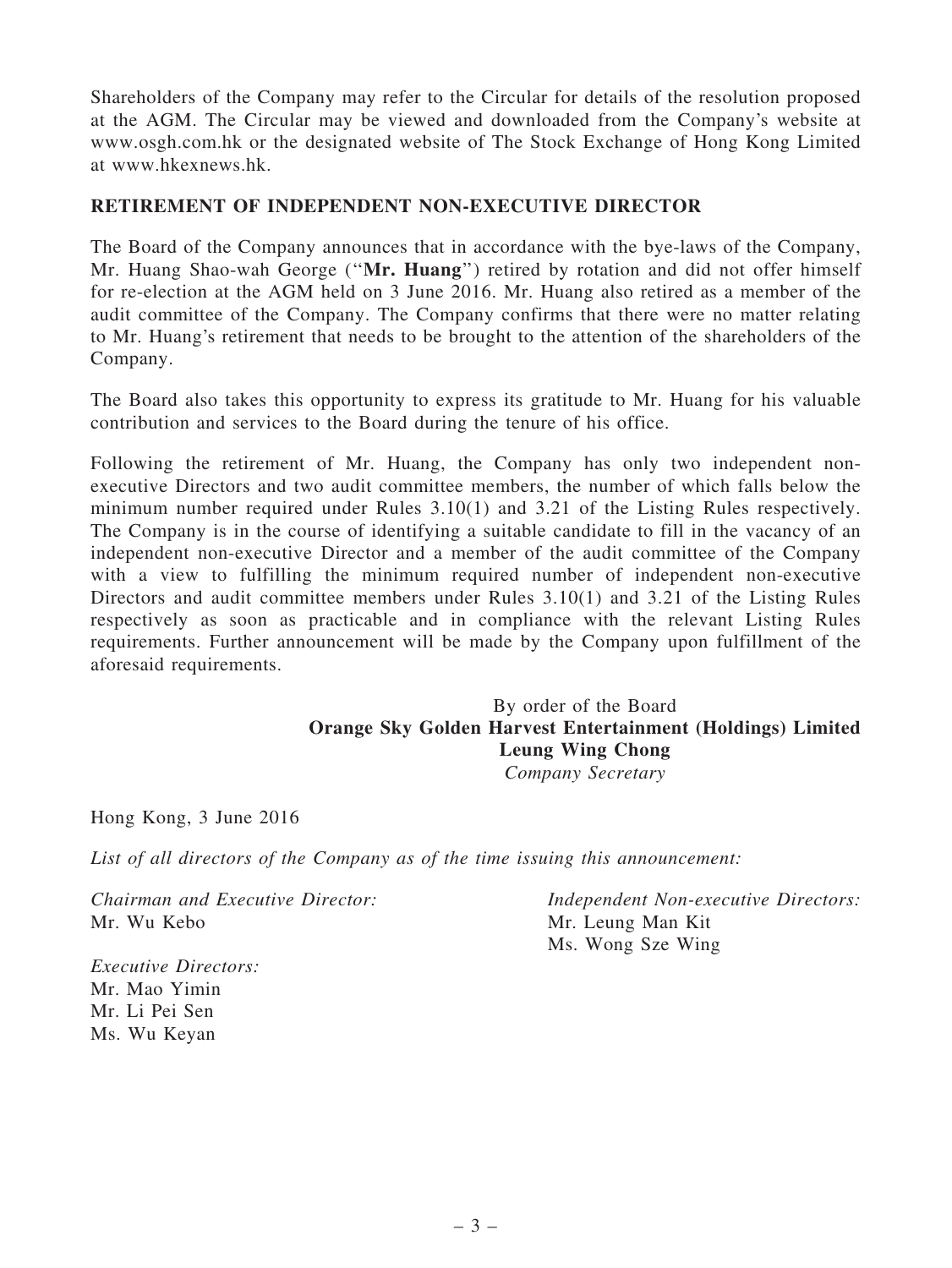Shareholders of the Company may refer to the Circular for details of the resolution proposed at the AGM. The Circular may be viewed and downloaded from the Company's website at www.osgh.com.hk or the designated website of The Stock Exchange of Hong Kong Limited at www.hkexnews.hk.

**RETIREMENT OF INDEPENDENT NON-EXECUTIVE DIRECTOR**

The Board of the Company announces that in accordance with the bye-laws of the Company, Mr. Huang Shao-wah George (''**Mr. Huang**'') retired by rotation and did not offer himself for re-election at the AGM held on 3 June 2016. Mr. Huang also retired as a member of the audit committee of the Company. The Company confirms that there were no matter relating to Mr. Huang's retirement that needs to be brought to the attention of the shareholders of the Company.

The Board also takes this opportunity to express its gratitude to Mr. Huang for his valuable contribution and services to the Board during the tenure of his office.

Following the retirement of Mr. Huang, the Company has only two independent non-executive Directors and two audit committee members, the number of which falls below the minimum number required under Rules 3.10(1) and 3.21 of the Listing Rules respectively. The Company is in the course of identifying a suitable candidate to fill in the vacancy of an independent non-executive Director and a member of the audit committee of the Company with a view to fulfilling the minimum required number of independent non-executive Directors and audit committee members under Rules 3.10(1) and 3.21 of the Listing Rules respectively as soon as practicable and in compliance with the relevant Listing Rules requirements. Further announcement will be made by the Company upon fulfillment of the aforesaid requirements.

By order of the Board
**Orange Sky Golden Harvest Entertainment (Holdings) Limited**
**Leung Wing Chong**
*Company Secretary*

Hong Kong, 3 June 2016

*List of all directors of the Company as of the time issuing this announcement:*

*Chairman and Executive Director:*
Mr. Wu Kebo

*Executive Directors:*
Mr. Mao Yimin
Mr. Li Pei Sen
Ms. Wu Keyan

*Independent Non-executive Directors:*
Mr. Leung Man Kit
Ms. Wong Sze Wing